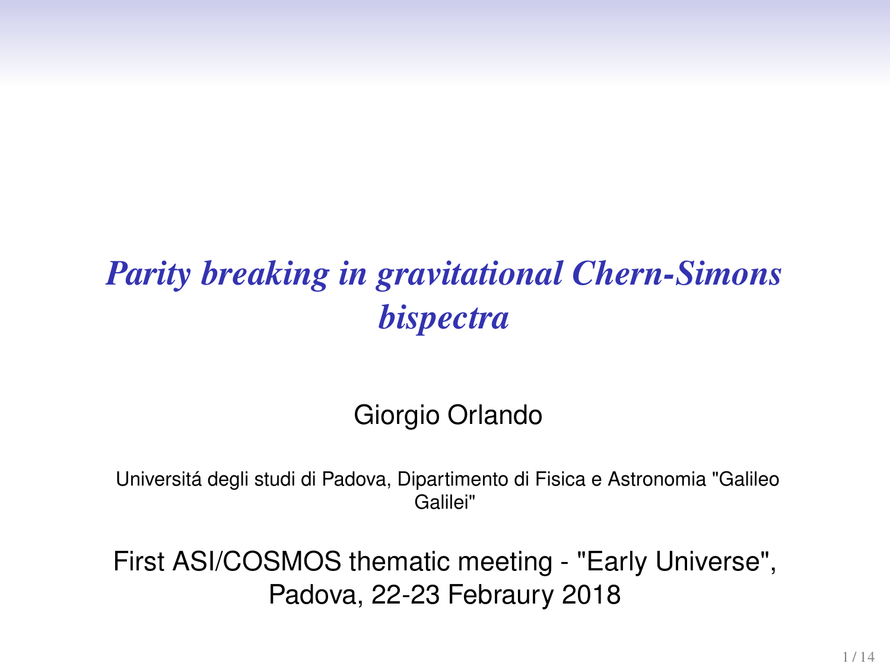# *Parity breaking in gravitational Chern-Simons bispectra*

Giorgio Orlando

Universitá degli studi di Padova, Dipartimento di Fisica e Astronomia "Galileo Galilei"

First ASI/COSMOS thematic meeting - "Early Universe", Padova, 22-23 Febraury 2018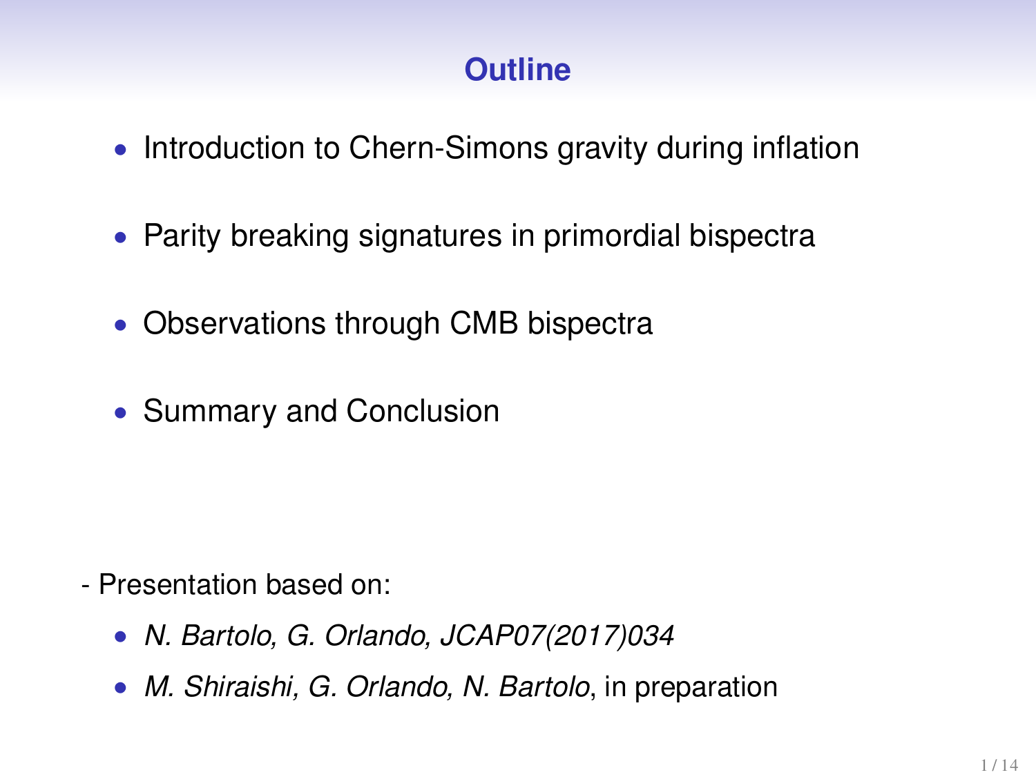# Outline

- Introduction to Chern-Simons gravity during inflation
- Parity breaking signatures in primordial bispectra
- Observations through CMB bispectra
- Summary and Conclusion

- Presentation based on:
  - *N. Bartolo, G. Orlando, JCAP07(2017)034*
  - *M. Shiraishi, G. Orlando, N. Bartolo*, in preparation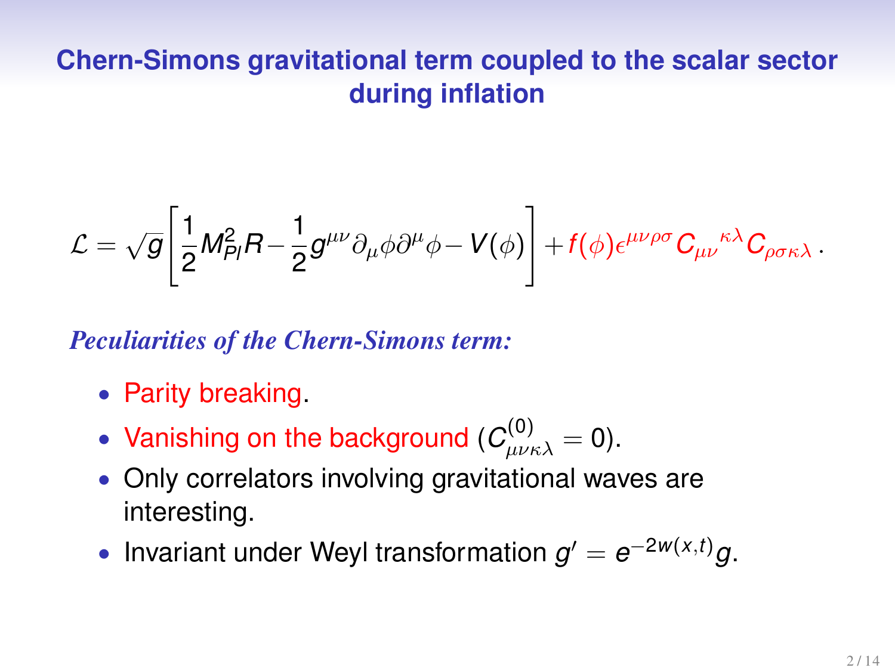## Chern-Simons gravitational term coupled to the scalar sector during inflation

$$\mathcal{L} = \sqrt{g}\left[\frac{1}{2}M_{Pl}^2 R - \frac{1}{2}g^{\mu\nu}\partial_\mu\phi\partial^\mu\phi - V(\phi)\right] + f(\phi)\epsilon^{\mu\nu\rho\sigma}C_{\mu\nu}{}^{\kappa\lambda}C_{\rho\sigma\kappa\lambda}\,.$$

*Peculiarities of the Chern-Simons term:*

- Parity breaking.
- Vanishing on the background ($C^{(0)}_{\mu\nu\kappa\lambda} = 0$).
- Only correlators involving gravitational waves are interesting.
- Invariant under Weyl transformation $g' = e^{-2w(x,t)}g$.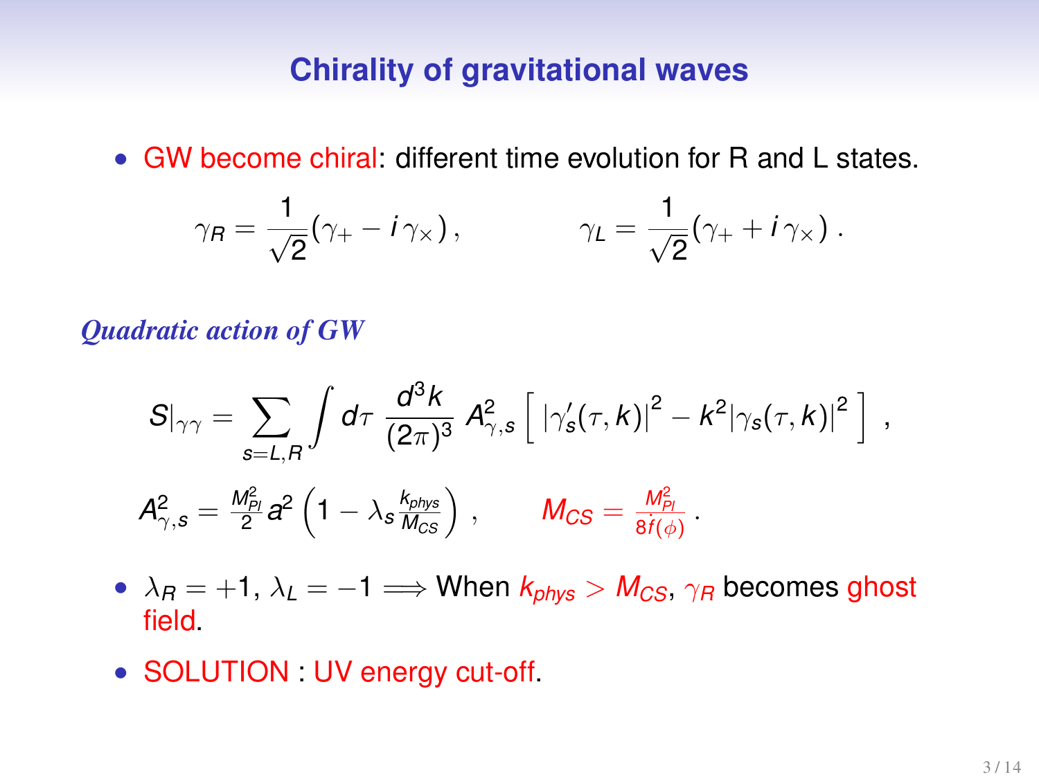## Chirality of gravitational waves

- GW become chiral: different time evolution for R and L states.

$$\gamma_R = \frac{1}{\sqrt{2}}(\gamma_+ - i\,\gamma_\times)\,, \qquad \gamma_L = \frac{1}{\sqrt{2}}(\gamma_+ + i\,\gamma_\times)\,.$$

*Quadratic action of GW*

$$S|_{\gamma\gamma} = \sum_{s=L,R} \int d\tau \, \frac{d^3k}{(2\pi)^3} \, A^2_{\gamma,s} \left[ \, |\gamma_s'(\tau,k)|^2 - k^2 |\gamma_s(\tau,k)|^2 \, \right] \,,$$

$$A^2_{\gamma,s} = \frac{M_{Pl}^2}{2} a^2 \left(1 - \lambda_s \frac{k_{phys}}{M_{CS}}\right)\,, \qquad M_{CS} = \frac{M_{Pl}^2}{8\dot{f}(\phi)}\,.$$

- $\lambda_R = +1$, $\lambda_L = -1 \Longrightarrow$ When $k_{phys} > M_{CS}$, $\gamma_R$ becomes ghost field.
- SOLUTION : UV energy cut-off.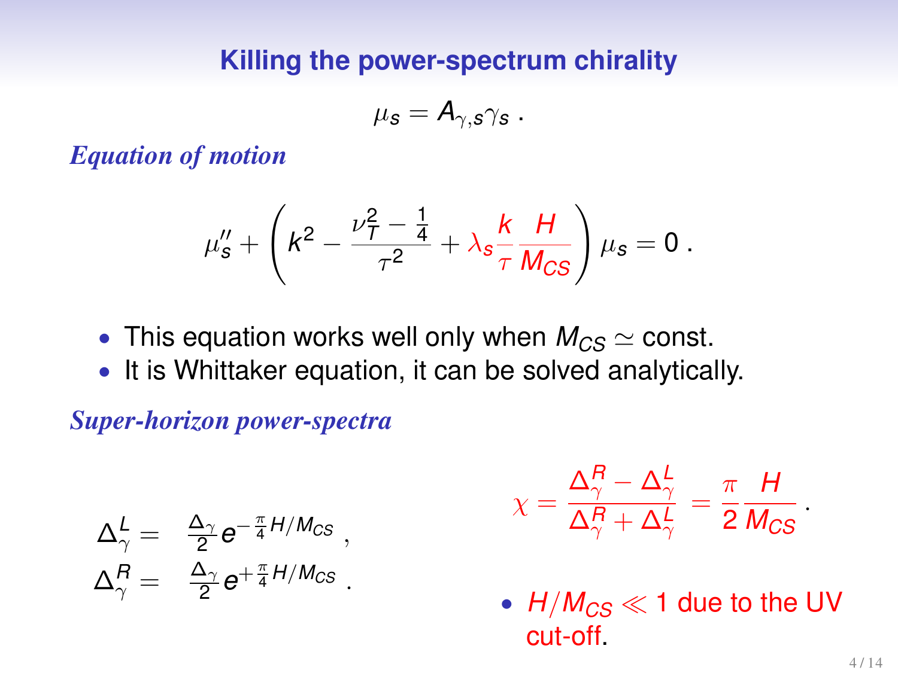# Killing the power-spectrum chirality

$$\mu_s = A_{\gamma,s}\gamma_s \ .$$

***Equation of motion***

$$\mu_s'' + \left(k^2 - \frac{\nu_T^2 - \frac{1}{4}}{\tau^2} + \lambda_s \frac{k}{\tau}\frac{H}{M_{CS}}\right)\mu_s = 0 \ .$$

- This equation works well only when $M_{CS} \simeq$ const.
- It is Whittaker equation, it can be solved analytically.

***Super-horizon power-spectra***

$$\Delta_\gamma^L = \frac{\Delta_\gamma}{2} e^{-\frac{\pi}{4}H/M_{CS}} \ ,$$
$$\Delta_\gamma^R = \frac{\Delta_\gamma}{2} e^{+\frac{\pi}{4}H/M_{CS}} \ .$$

$$\chi = \frac{\Delta_\gamma^R - \Delta_\gamma^L}{\Delta_\gamma^R + \Delta_\gamma^L} = \frac{\pi}{2}\frac{H}{M_{CS}} \ .$$

- $H/M_{CS} \ll 1$ due to the UV cut-off.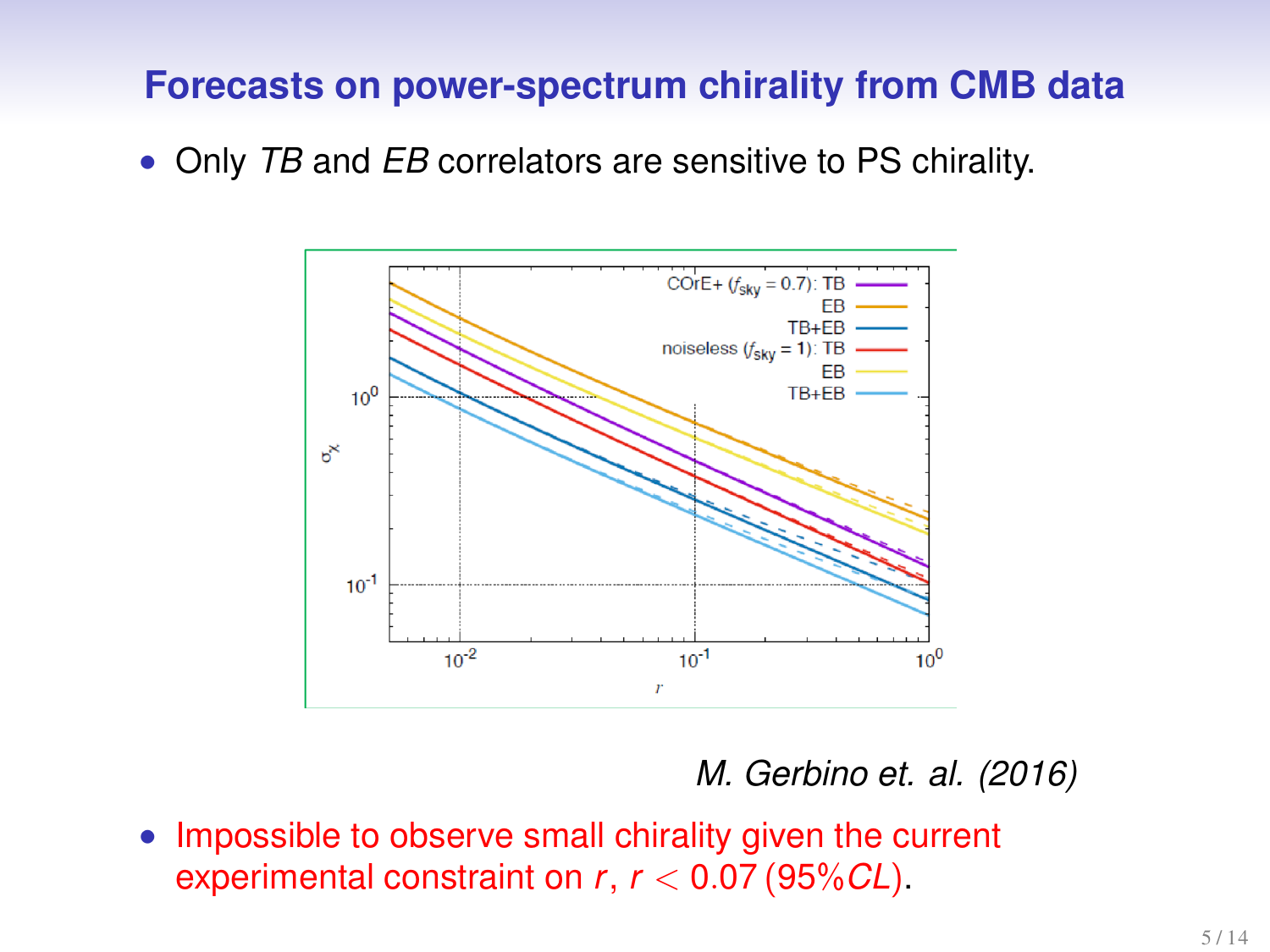## Forecasts on power-spectrum chirality from CMB data

- Only *TB* and *EB* correlators are sensitive to PS chirality.

*M. Gerbino et. al. (2016)*

- Impossible to observe small chirality given the current experimental constraint on $r$, $r < 0.07\,(95\%CL)$.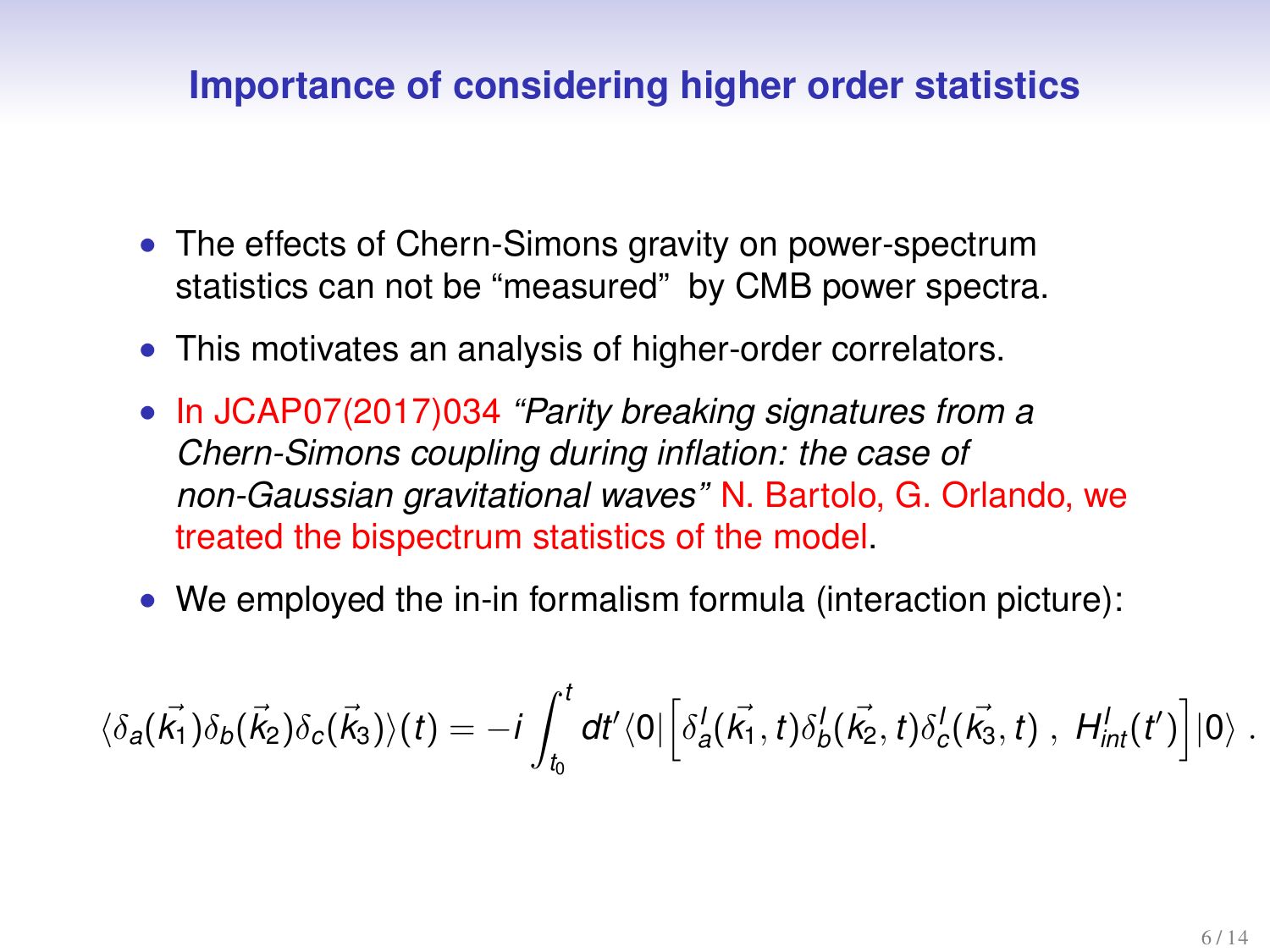## Importance of considering higher order statistics

- The effects of Chern-Simons gravity on power-spectrum statistics can not be “measured” by CMB power spectra.
- This motivates an analysis of higher-order correlators.
- In JCAP07(2017)034 *“Parity breaking signatures from a Chern-Simons coupling during inflation: the case of non-Gaussian gravitational waves”* N. Bartolo, G. Orlando, we treated the bispectrum statistics of the model.
- We employed the in-in formalism formula (interaction picture):

$$\langle \delta_a(\vec{k_1})\delta_b(\vec{k_2})\delta_c(\vec{k_3})\rangle(t) = -i\int_{t_0}^{t} dt' \langle 0|\left[\delta_a^I(\vec{k_1},t)\delta_b^I(\vec{k_2},t)\delta_c^I(\vec{k_3},t)\ ,\ H_{int}^I(t')\right]|0\rangle \ .$$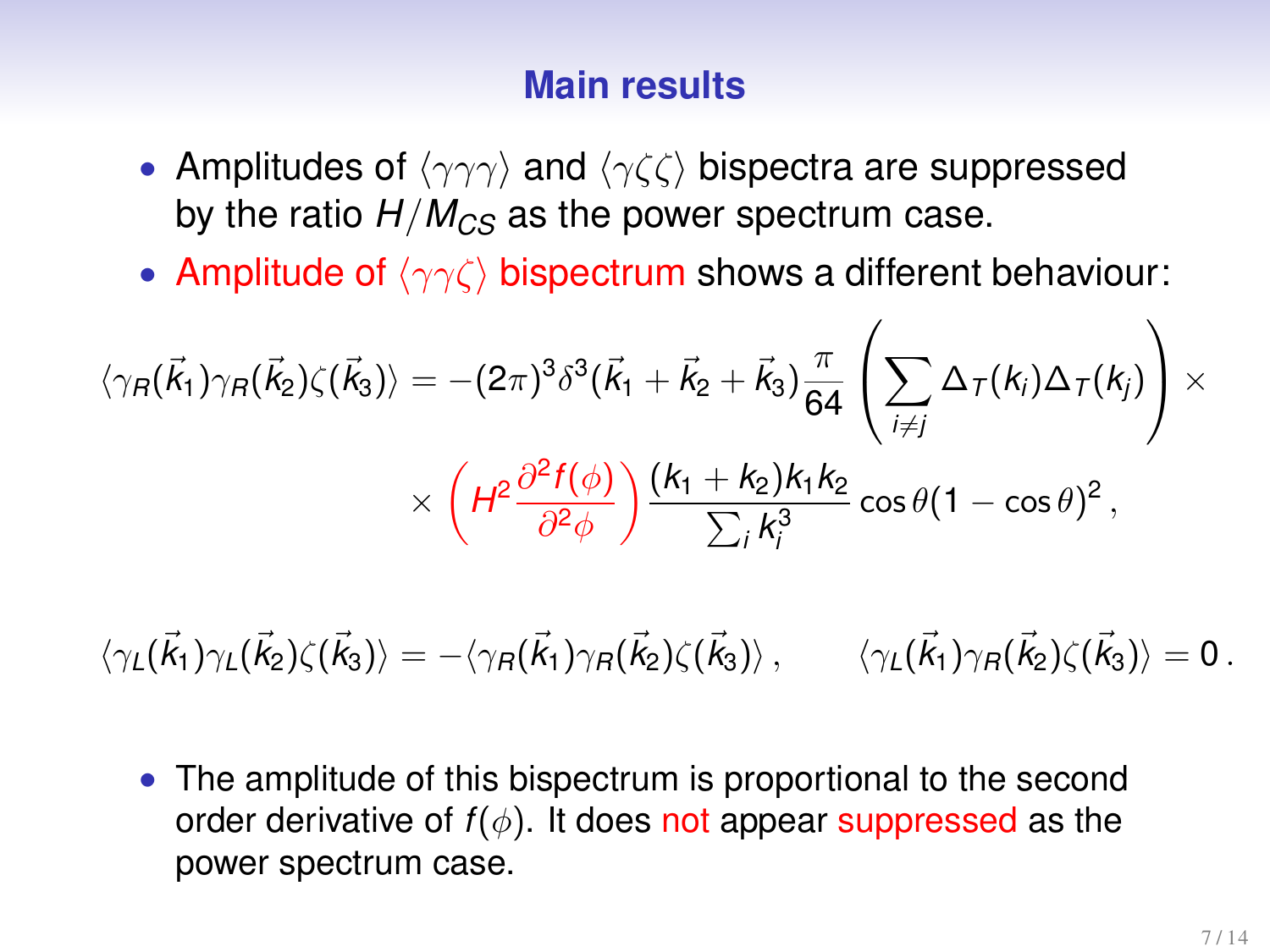## Main results

- Amplitudes of $\langle\gamma\gamma\gamma\rangle$ and $\langle\gamma\zeta\zeta\rangle$ bispectra are suppressed by the ratio $H/M_{CS}$ as the power spectrum case.
- Amplitude of $\langle\gamma\gamma\zeta\rangle$ bispectrum shows a different behaviour:

$$
\langle\gamma_R(\vec{k}_1)\gamma_R(\vec{k}_2)\zeta(\vec{k}_3)\rangle = -(2\pi)^3\delta^3(\vec{k}_1+\vec{k}_2+\vec{k}_3)\frac{\pi}{64}\left(\sum_{i\neq j}\Delta_T(k_i)\Delta_T(k_j)\right)\times
$$

$$
\times\left(H^2\frac{\partial^2 f(\phi)}{\partial^2\phi}\right)\frac{(k_1+k_2)k_1k_2}{\sum_i k_i^3}\cos\theta(1-\cos\theta)^2\,,
$$

$$
\langle\gamma_L(\vec{k}_1)\gamma_L(\vec{k}_2)\zeta(\vec{k}_3)\rangle = -\langle\gamma_R(\vec{k}_1)\gamma_R(\vec{k}_2)\zeta(\vec{k}_3)\rangle\,,\qquad \langle\gamma_L(\vec{k}_1)\gamma_R(\vec{k}_2)\zeta(\vec{k}_3)\rangle = 0\,.
$$

- The amplitude of this bispectrum is proportional to the second order derivative of $f(\phi)$. It does not appear suppressed as the power spectrum case.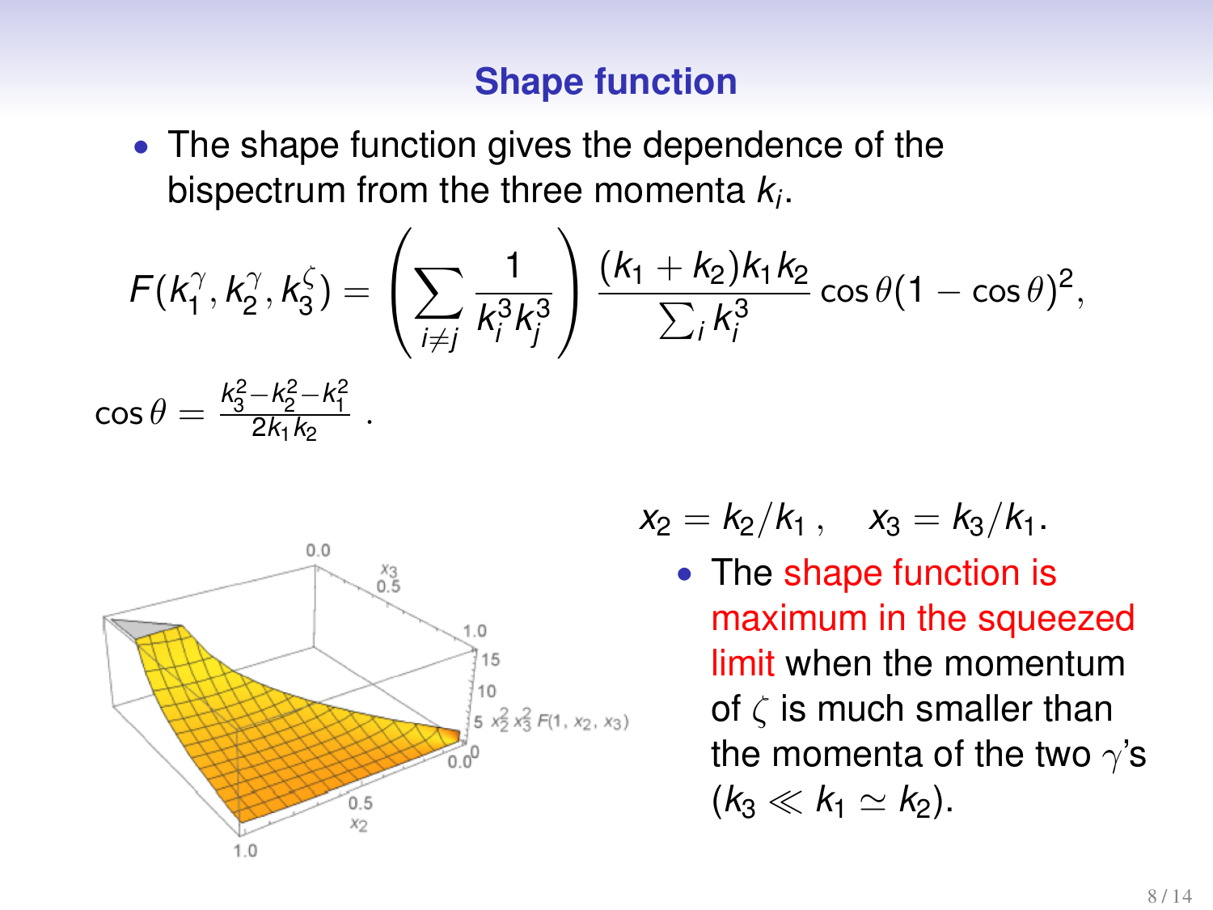## Shape function

- The shape function gives the dependence of the bispectrum from the three momenta $k_i$.

$$F(k_1^\gamma, k_2^\gamma, k_3^\zeta) = \left( \sum_{i \neq j} \frac{1}{k_i^3 k_j^3} \right) \frac{(k_1 + k_2) k_1 k_2}{\sum_i k_i^3} \cos\theta (1 - \cos\theta)^2,$$

$$\cos\theta = \frac{k_3^2 - k_2^2 - k_1^2}{2 k_1 k_2} \; .$$

$$x_2 = k_2 / k_1 \, , \quad x_3 = k_3 / k_1 .$$

- The shape function is maximum in the squeezed limit when the momentum of $\zeta$ is much smaller than the momenta of the two $\gamma$'s ($k_3 \ll k_1 \simeq k_2$).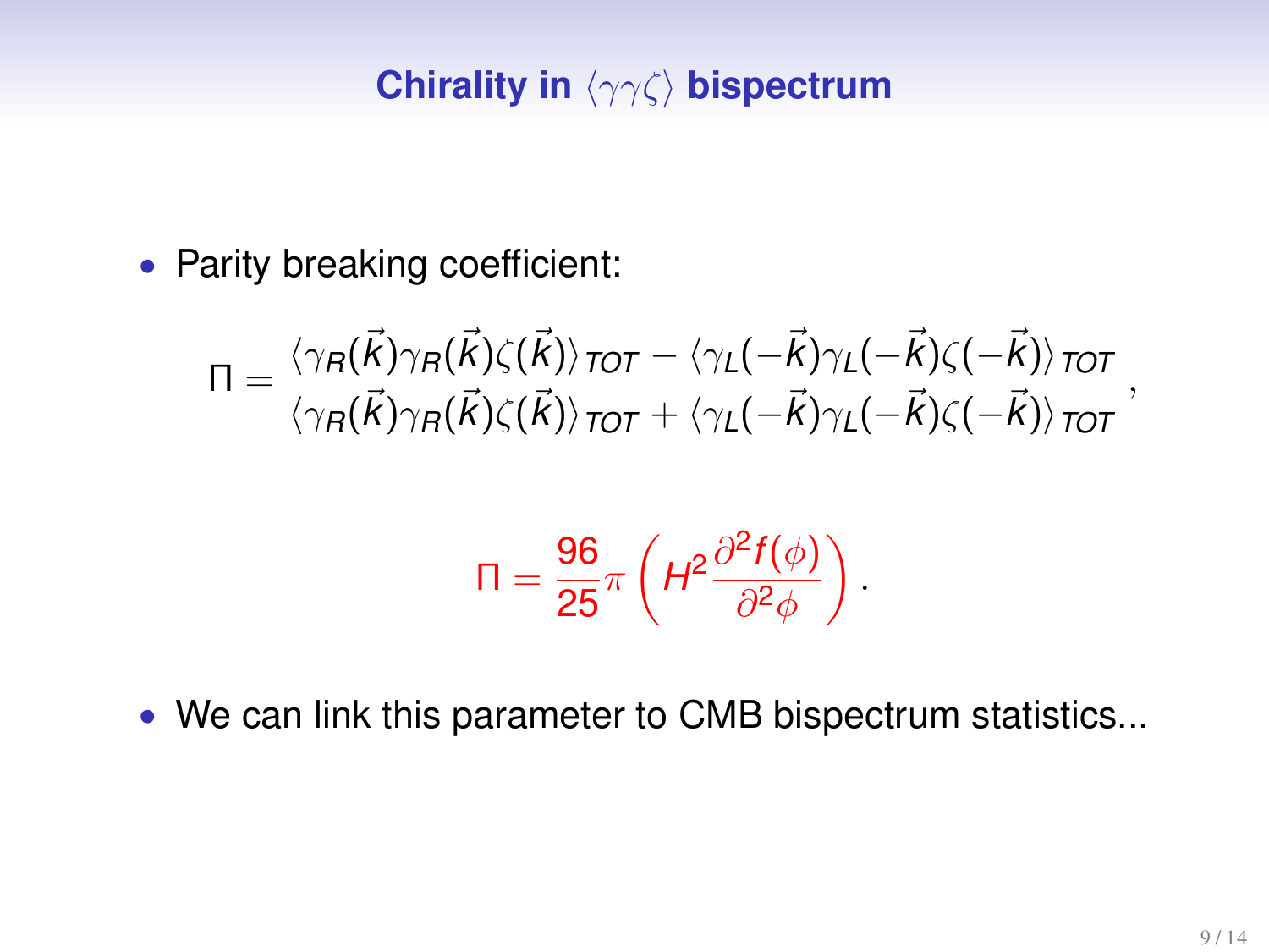## Chirality in $\langle \gamma\gamma\zeta \rangle$ bispectrum

- Parity breaking coefficient:

$$\Pi = \frac{\langle \gamma_R(\vec{k})\gamma_R(\vec{k})\zeta(\vec{k})\rangle_{TOT} - \langle \gamma_L(-\vec{k})\gamma_L(-\vec{k})\zeta(-\vec{k})\rangle_{TOT}}{\langle \gamma_R(\vec{k})\gamma_R(\vec{k})\zeta(\vec{k})\rangle_{TOT} + \langle \gamma_L(-\vec{k})\gamma_L(-\vec{k})\zeta(-\vec{k})\rangle_{TOT}} \,,$$

$$\Pi = \frac{96}{25}\pi \left( H^2 \frac{\partial^2 f(\phi)}{\partial^2 \phi} \right) .$$

- We can link this parameter to CMB bispectrum statistics...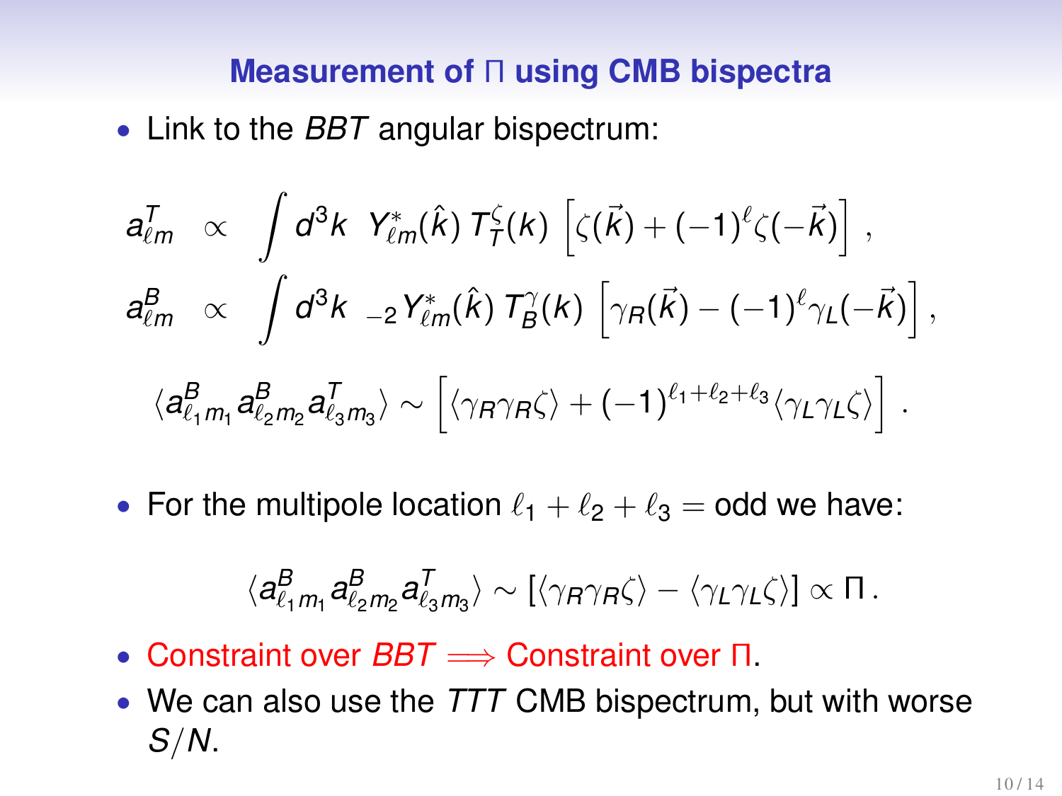## Measurement of Π using CMB bispectra

- Link to the *BBT* angular bispectrum:

$$
\begin{aligned}
a^T_{\ell m} &\propto \int d^3k \;\; Y^*_{\ell m}(\hat{k})\, T^\zeta_T(k) \left[\zeta(\vec{k}) + (-1)^\ell \zeta(-\vec{k})\right] , \\
a^B_{\ell m} &\propto \int d^3k \;\; {}_{-2}Y^*_{\ell m}(\hat{k})\, T^\gamma_B(k) \left[\gamma_R(\vec{k}) - (-1)^\ell \gamma_L(-\vec{k})\right] ,
\end{aligned}
$$

$$
\langle a^B_{\ell_1 m_1} a^B_{\ell_2 m_2} a^T_{\ell_3 m_3}\rangle \sim \left[\langle \gamma_R \gamma_R \zeta\rangle + (-1)^{\ell_1+\ell_2+\ell_3}\langle \gamma_L \gamma_L \zeta\rangle\right] .
$$

- For the multipole location $\ell_1 + \ell_2 + \ell_3 =$ odd we have:

$$
\langle a^B_{\ell_1 m_1} a^B_{\ell_2 m_2} a^T_{\ell_3 m_3}\rangle \sim \left[\langle \gamma_R \gamma_R \zeta\rangle - \langle \gamma_L \gamma_L \zeta\rangle\right] \propto \Pi .
$$

- Constraint over *BBT* $\Longrightarrow$ Constraint over Π.
- We can also use the *TTT* CMB bispectrum, but with worse $S/N$.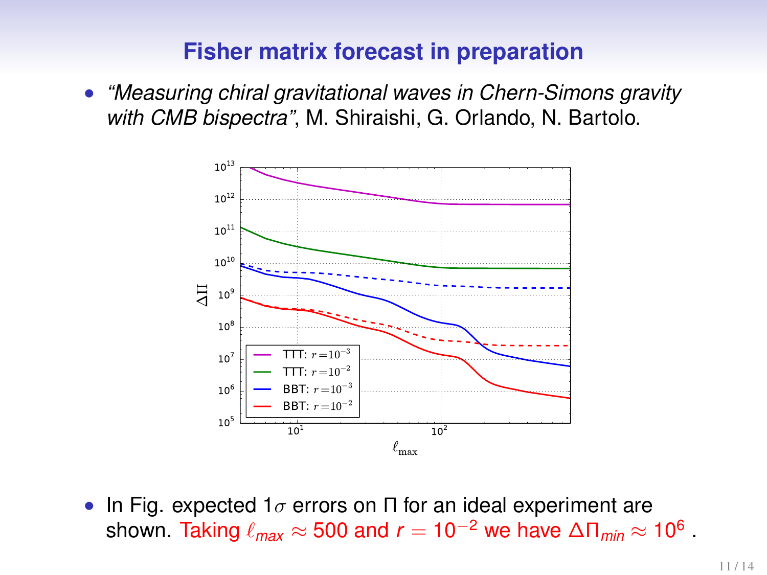# Fisher matrix forecast in preparation

- *"Measuring chiral gravitational waves in Chern-Simons gravity with CMB bispectra"*, M. Shiraishi, G. Orlando, N. Bartolo.

- In Fig. expected $1\sigma$ errors on $\Pi$ for an ideal experiment are shown. Taking $\ell_{max} \approx 500$ and $r = 10^{-2}$ we have $\Delta\Pi_{min} \approx 10^6$ .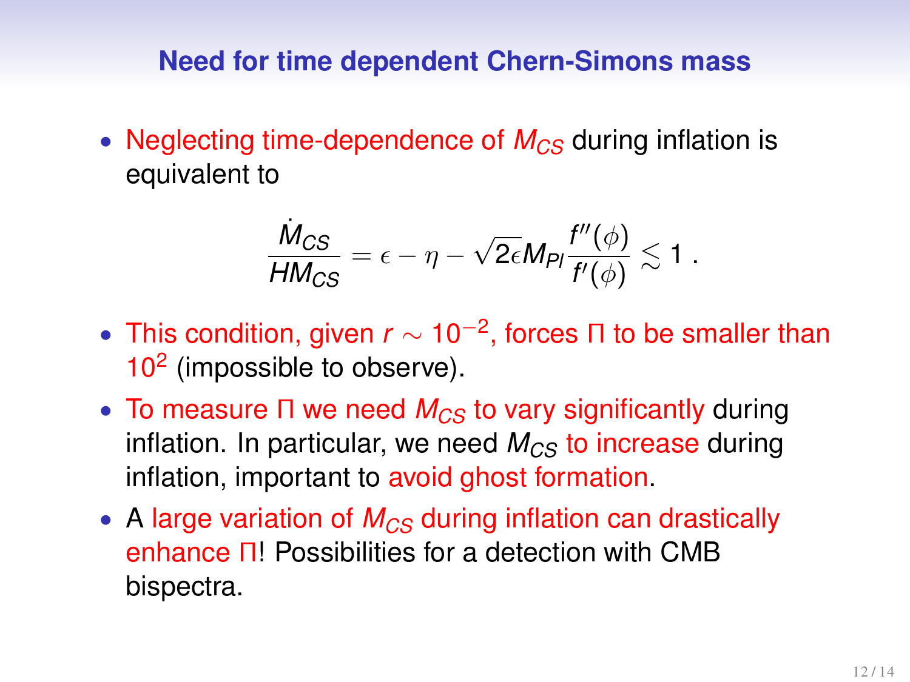## Need for time dependent Chern-Simons mass

- Neglecting time-dependence of $M_{CS}$ during inflation is equivalent to

$$\frac{\dot{M}_{CS}}{HM_{CS}} = \epsilon - \eta - \sqrt{2\epsilon} M_{Pl} \frac{f''(\phi)}{f'(\phi)} \lesssim 1 \, .$$

- This condition, given $r \sim 10^{-2}$, forces $\Pi$ to be smaller than $10^2$ (impossible to observe).
- To measure $\Pi$ we need $M_{CS}$ to vary significantly during inflation. In particular, we need $M_{CS}$ to increase during inflation, important to avoid ghost formation.
- A large variation of $M_{CS}$ during inflation can drastically enhance $\Pi$! Possibilities for a detection with CMB bispectra.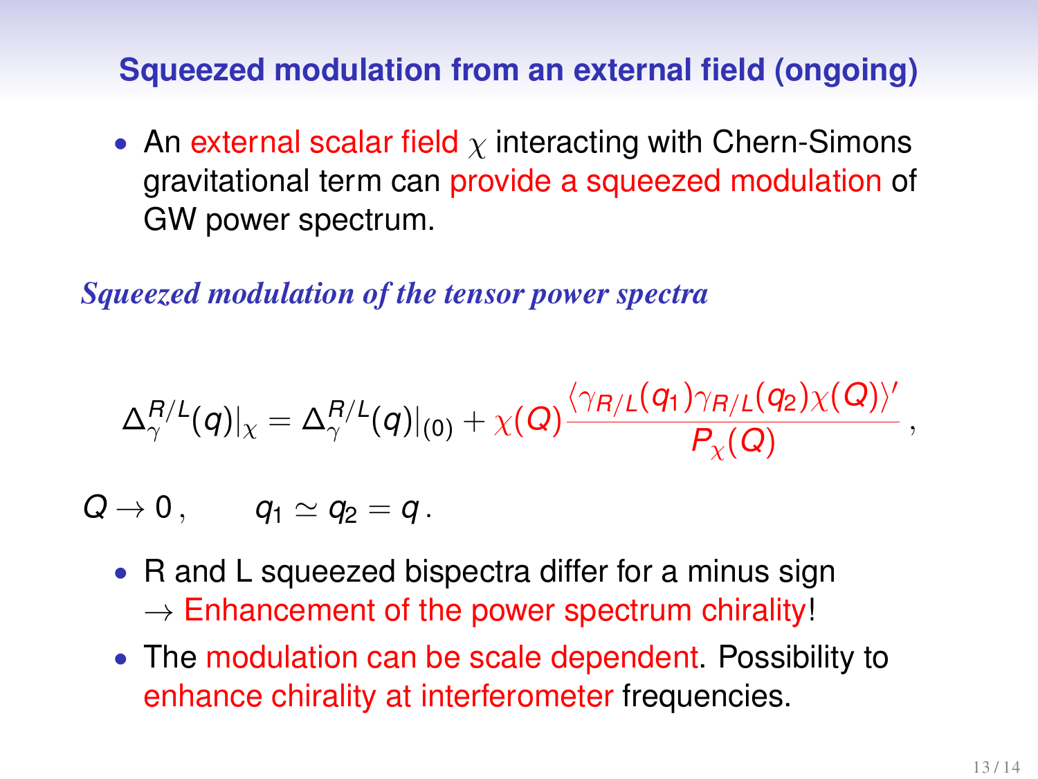## Squeezed modulation from an external field (ongoing)

- An external scalar field $\chi$ interacting with Chern-Simons gravitational term can provide a squeezed modulation of GW power spectrum.

***Squeezed modulation of the tensor power spectra***

$$\Delta_{\gamma}^{R/L}(q)|_{\chi} = \Delta_{\gamma}^{R/L}(q)|_{(0)} + \chi(Q)\frac{\langle \gamma_{R/L}(q_1)\gamma_{R/L}(q_2)\chi(Q)\rangle'}{P_{\chi}(Q)}\,,$$

$$Q \to 0\,, \qquad q_1 \simeq q_2 = q\,.$$

- R and L squeezed bispectra differ for a minus sign $\to$ Enhancement of the power spectrum chirality!
- The modulation can be scale dependent. Possibility to enhance chirality at interferometer frequencies.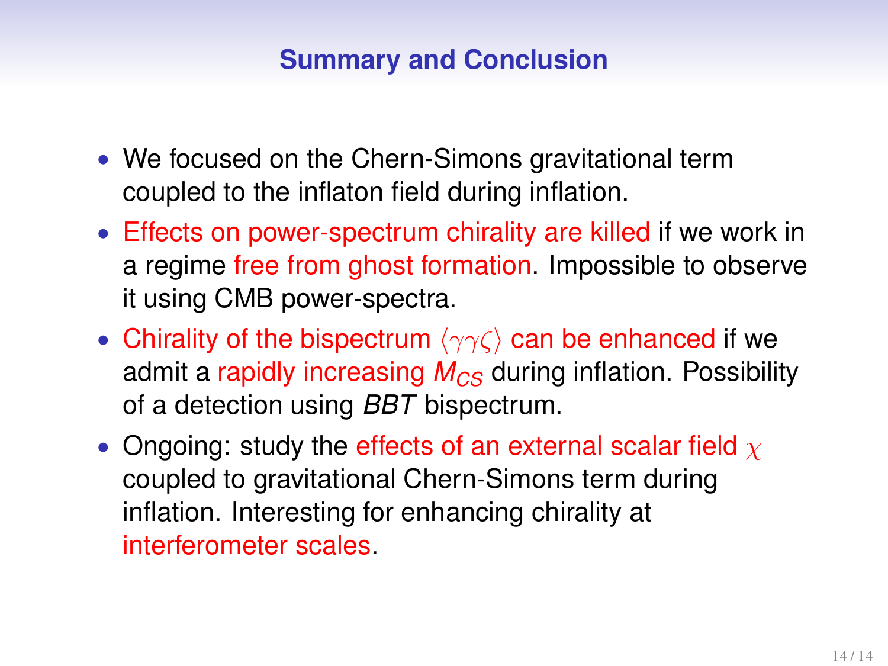## Summary and Conclusion

- We focused on the Chern-Simons gravitational term coupled to the inflaton field during inflation.
- Effects on power-spectrum chirality are killed if we work in a regime free from ghost formation. Impossible to observe it using CMB power-spectra.
- Chirality of the bispectrum $\langle \gamma\gamma\zeta \rangle$ can be enhanced if we admit a rapidly increasing $M_{CS}$ during inflation. Possibility of a detection using *BBT* bispectrum.
- Ongoing: study the effects of an external scalar field $\chi$ coupled to gravitational Chern-Simons term during inflation. Interesting for enhancing chirality at interferometer scales.